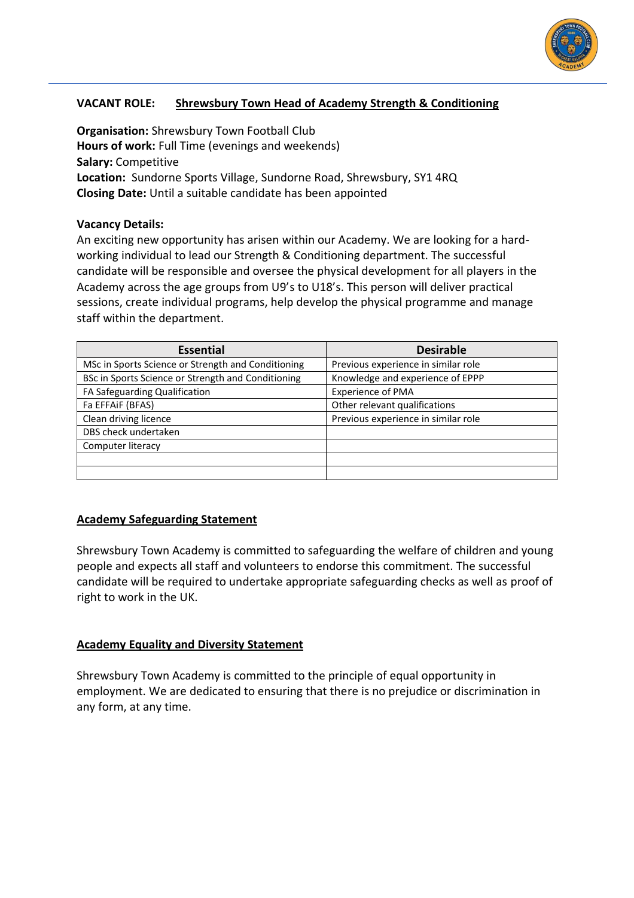**VACANT ROLE:** **Shrewsbury Town Head of Academy Strength & Conditioning**

**Organisation:** Shrewsbury Town Football Club
**Hours of work:** Full Time (evenings and weekends)
**Salary:** Competitive
**Location:** Sundorne Sports Village, Sundorne Road, Shrewsbury, SY1 4RQ
**Closing Date:** Until a suitable candidate has been appointed

**Vacancy Details:**

An exciting new opportunity has arisen within our Academy. We are looking for a hard-working individual to lead our Strength & Conditioning department. The successful candidate will be responsible and oversee the physical development for all players in the Academy across the age groups from U9's to U18's. This person will deliver practical sessions, create individual programs, help develop the physical programme and manage staff within the department.

| Essential | Desirable |
| --- | --- |
| MSc in Sports Science or Strength and Conditioning | Previous experience in similar role |
| BSc in Sports Science or Strength and Conditioning | Knowledge and experience of EPPP |
| FA Safeguarding Qualification | Experience of PMA |
| Fa EFFAiF (BFAS) | Other relevant qualifications |
| Clean driving licence | Previous experience in similar role |
| DBS check undertaken | |
| Computer literacy | |
| | |
| | |

**Academy Safeguarding Statement**

Shrewsbury Town Academy is committed to safeguarding the welfare of children and young people and expects all staff and volunteers to endorse this commitment. The successful candidate will be required to undertake appropriate safeguarding checks as well as proof of right to work in the UK.

**Academy Equality and Diversity Statement**

Shrewsbury Town Academy is committed to the principle of equal opportunity in employment. We are dedicated to ensuring that there is no prejudice or discrimination in any form, at any time.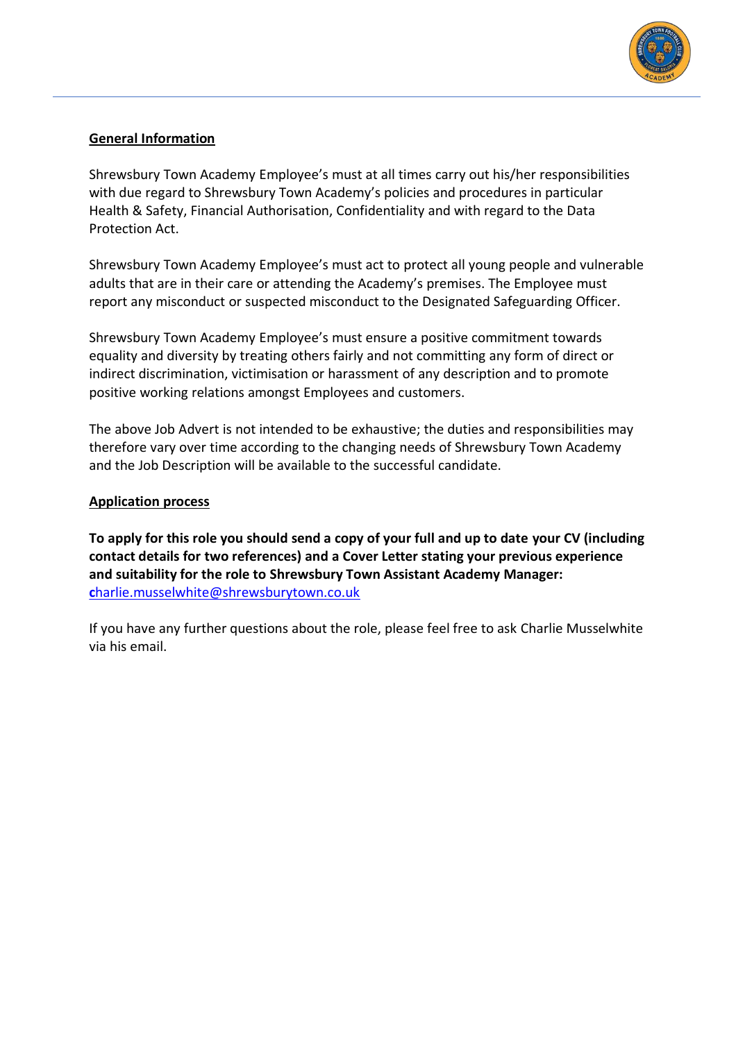## General Information

Shrewsbury Town Academy Employee's must at all times carry out his/her responsibilities with due regard to Shrewsbury Town Academy's policies and procedures in particular Health & Safety, Financial Authorisation, Confidentiality and with regard to the Data Protection Act.

Shrewsbury Town Academy Employee's must act to protect all young people and vulnerable adults that are in their care or attending the Academy's premises. The Employee must report any misconduct or suspected misconduct to the Designated Safeguarding Officer.

Shrewsbury Town Academy Employee's must ensure a positive commitment towards equality and diversity by treating others fairly and not committing any form of direct or indirect discrimination, victimisation or harassment of any description and to promote positive working relations amongst Employees and customers.

The above Job Advert is not intended to be exhaustive; the duties and responsibilities may therefore vary over time according to the changing needs of Shrewsbury Town Academy and the Job Description will be available to the successful candidate.

## Application process

**To apply for this role you should send a copy of your full and up to date your CV (including contact details for two references) and a Cover Letter stating your previous experience and suitability for the role to Shrewsbury Town Assistant Academy Manager:** charlie.musselwhite@shrewsburytown.co.uk

If you have any further questions about the role, please feel free to ask Charlie Musselwhite via his email.